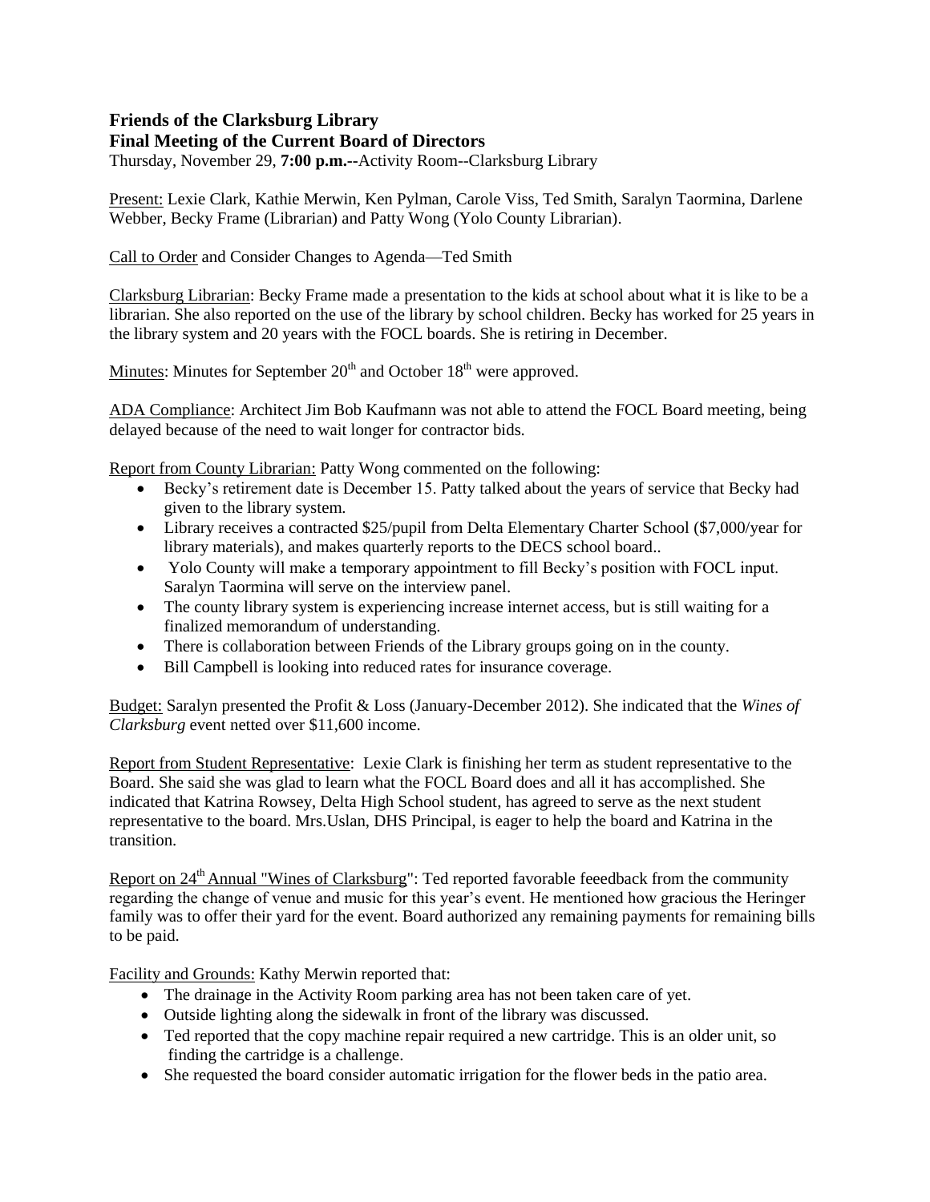**Friends of the Clarksburg Library**
**Final Meeting of the Current Board of Directors**

Thursday, November 29, **7:00 p.m.**--Activity Room--Clarksburg Library

Present: Lexie Clark, Kathie Merwin, Ken Pylman, Carole Viss, Ted Smith, Saralyn Taormina, Darlene Webber, Becky Frame (Librarian) and Patty Wong (Yolo County Librarian).

Call to Order and Consider Changes to Agenda—Ted Smith

Clarksburg Librarian: Becky Frame made a presentation to the kids at school about what it is like to be a librarian. She also reported on the use of the library by school children. Becky has worked for 25 years in the library system and 20 years with the FOCL boards. She is retiring in December.

Minutes: Minutes for September 20th and October 18th were approved.

ADA Compliance: Architect Jim Bob Kaufmann was not able to attend the FOCL Board meeting, being delayed because of the need to wait longer for contractor bids.

Report from County Librarian: Patty Wong commented on the following:

- Becky's retirement date is December 15. Patty talked about the years of service that Becky had given to the library system.
- Library receives a contracted $25/pupil from Delta Elementary Charter School ($7,000/year for library materials), and makes quarterly reports to the DECS school board..
- Yolo County will make a temporary appointment to fill Becky's position with FOCL input. Saralyn Taormina will serve on the interview panel.
- The county library system is experiencing increase internet access, but is still waiting for a finalized memorandum of understanding.
- There is collaboration between Friends of the Library groups going on in the county.
- Bill Campbell is looking into reduced rates for insurance coverage.

Budget: Saralyn presented the Profit & Loss (January-December 2012). She indicated that the *Wines of Clarksburg* event netted over $11,600 income.

Report from Student Representative: Lexie Clark is finishing her term as student representative to the Board. She said she was glad to learn what the FOCL Board does and all it has accomplished. She indicated that Katrina Rowsey, Delta High School student, has agreed to serve as the next student representative to the board. Mrs.Uslan, DHS Principal, is eager to help the board and Katrina in the transition.

Report on 24th Annual "Wines of Clarksburg": Ted reported favorable feeedback from the community regarding the change of venue and music for this year's event. He mentioned how gracious the Heringer family was to offer their yard for the event. Board authorized any remaining payments for remaining bills to be paid.

Facility and Grounds: Kathy Merwin reported that:

- The drainage in the Activity Room parking area has not been taken care of yet.
- Outside lighting along the sidewalk in front of the library was discussed.
- Ted reported that the copy machine repair required a new cartridge. This is an older unit, so finding the cartridge is a challenge.
- She requested the board consider automatic irrigation for the flower beds in the patio area.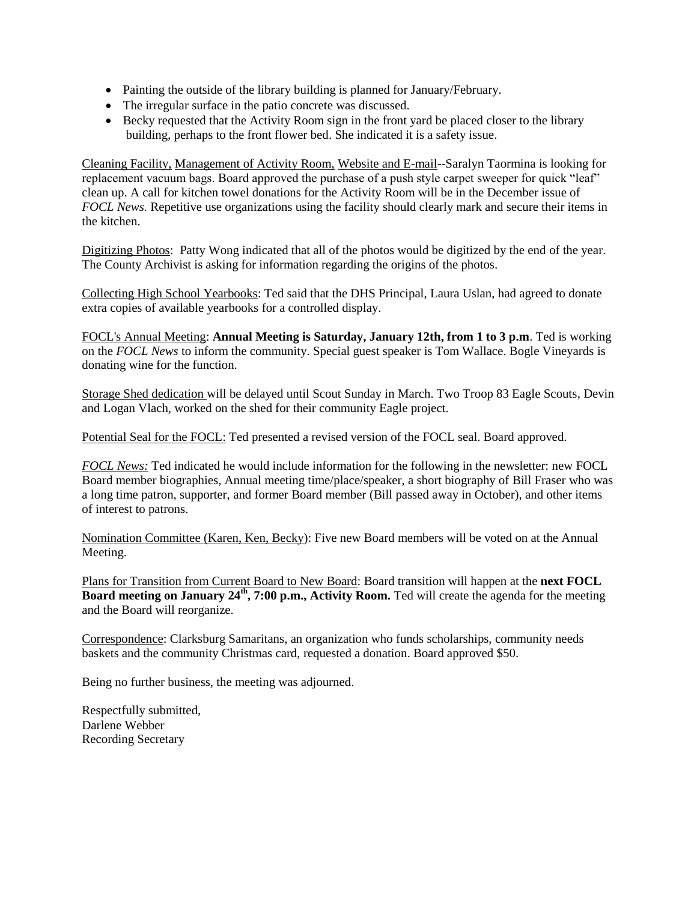- Painting the outside of the library building is planned for January/February.
- The irregular surface in the patio concrete was discussed.
- Becky requested that the Activity Room sign in the front yard be placed closer to the library building, perhaps to the front flower bed. She indicated it is a safety issue.

Cleaning Facility, Management of Activity Room, Website and E-mail--Saralyn Taormina is looking for replacement vacuum bags. Board approved the purchase of a push style carpet sweeper for quick "leaf" clean up. A call for kitchen towel donations for the Activity Room will be in the December issue of *FOCL News.* Repetitive use organizations using the facility should clearly mark and secure their items in the kitchen.

Digitizing Photos: Patty Wong indicated that all of the photos would be digitized by the end of the year. The County Archivist is asking for information regarding the origins of the photos.

Collecting High School Yearbooks: Ted said that the DHS Principal, Laura Uslan, had agreed to donate extra copies of available yearbooks for a controlled display.

FOCL's Annual Meeting: **Annual Meeting is Saturday, January 12th, from 1 to 3 p.m**. Ted is working on the *FOCL News* to inform the community. Special guest speaker is Tom Wallace. Bogle Vineyards is donating wine for the function.

Storage Shed dedication will be delayed until Scout Sunday in March. Two Troop 83 Eagle Scouts, Devin and Logan Vlach, worked on the shed for their community Eagle project.

Potential Seal for the FOCL: Ted presented a revised version of the FOCL seal. Board approved.

*FOCL News:* Ted indicated he would include information for the following in the newsletter: new FOCL Board member biographies, Annual meeting time/place/speaker, a short biography of Bill Fraser who was a long time patron, supporter, and former Board member (Bill passed away in October), and other items of interest to patrons.

Nomination Committee (Karen, Ken, Becky): Five new Board members will be voted on at the Annual Meeting.

Plans for Transition from Current Board to New Board: Board transition will happen at the **next FOCL Board meeting on January 24th, 7:00 p.m., Activity Room.** Ted will create the agenda for the meeting and the Board will reorganize.

Correspondence: Clarksburg Samaritans, an organization who funds scholarships, community needs baskets and the community Christmas card, requested a donation. Board approved $50.

Being no further business, the meeting was adjourned.

Respectfully submitted,
Darlene Webber
Recording Secretary